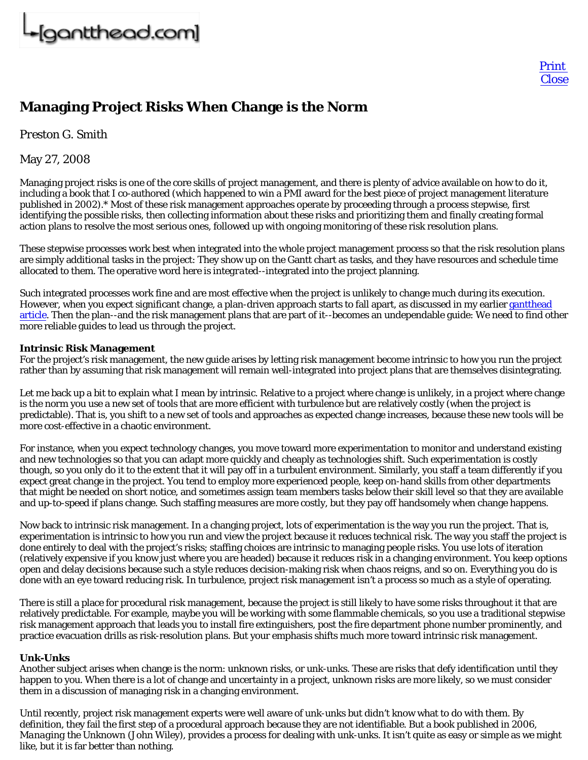# Managing Project Risks When Change is the Norm

Preston G. Smith

May 27, 2008

Managing project risks is one of the core skills of project management, and there is plenty of advice available on how to do it, including a book that I co-authored (which happened to win a PMI award for the best piece of project management literature published in 2002).* Most of these risk management approaches operate by proceeding through a process stepwise, first identifying the possible risks, then collecting information about these risks and prioritizing them and finally creating formal action plans to resolve the most serious ones, followed up with ongoing monitoring of these risk resolution plans.

These stepwise processes work best when integrated into the whole project management process so that the risk resolution plans are simply additional tasks in the project: They show up on the Gantt chart as tasks, and they have resources and schedule time allocated to them. The operative word here is *integrated*--integrated into the project planning.

Such integrated processes work fine and are most effective when the project is unlikely to change much during its execution. However, when you expect significant change, a plan-driven approach starts to fall apart, as discussed in my earlier gantthead article. Then the plan--and the risk management plans that are part of it--becomes an undependable guide: We need to find other more reliable guides to lead us through the project.

**Intrinsic Risk Management**
For the project's risk management, the new guide arises by letting risk management become intrinsic to how you run the project rather than by assuming that risk management will remain well-integrated into project plans that are themselves disintegrating.

Let me back up a bit to explain what I mean by intrinsic. Relative to a project where change is unlikely, in a project where change is the norm you use a new set of tools that are more efficient with turbulence but are relatively costly (when the project is predictable). That is, you shift to a new set of tools and approaches as expected change increases, because these new tools will be more cost-effective in a chaotic environment.

For instance, when you expect technology changes, you move toward more experimentation to monitor and understand existing and new technologies so that you can adapt more quickly and cheaply as technologies shift. Such experimentation is costly though, so you only do it to the extent that it will pay off in a turbulent environment. Similarly, you staff a team differently if you expect great change in the project. You tend to employ more experienced people, keep on-hand skills from other departments that might be needed on short notice, and sometimes assign team members tasks below their skill level so that they are available and up-to-speed if plans change. Such staffing measures are more costly, but they pay off handsomely when change happens.

Now back to intrinsic risk management. In a changing project, lots of experimentation is the way you run the project. That is, experimentation is intrinsic to how you run and view the project because it reduces technical risk. The way you staff the project is done entirely to deal with the project's risks; staffing choices are intrinsic to managing people risks. You use lots of iteration (relatively expensive if you know just where you are headed) because it reduces risk in a changing environment. You keep options open and delay decisions because such a style reduces decision-making risk when chaos reigns, and so on. Everything you do is done with an eye toward reducing risk. In turbulence, project risk management isn't a process so much as a style of operating.

There is still a place for procedural risk management, because the project is still likely to have some risks throughout it that are relatively predictable. For example, maybe you will be working with some flammable chemicals, so you use a traditional stepwise risk management approach that leads you to install fire extinguishers, post the fire department phone number prominently, and practice evacuation drills as risk-resolution plans. But your emphasis shifts much more toward intrinsic risk management.

**Unk-Unks**
Another subject arises when change is the norm: unknown risks, or unk-unks. These are risks that defy identification until they happen to you. When there is a lot of change and uncertainty in a project, unknown risks are more likely, so we must consider them in a discussion of managing risk in a changing environment.

Until recently, project risk management experts were well aware of unk-unks but didn't know what to do with them. By definition, they fail the first step of a procedural approach because they are not identifiable. But a book published in 2006, *Managing the Unknown* (John Wiley), provides a process for dealing with unk-unks. It isn't quite as easy or simple as we might like, but it is far better than nothing.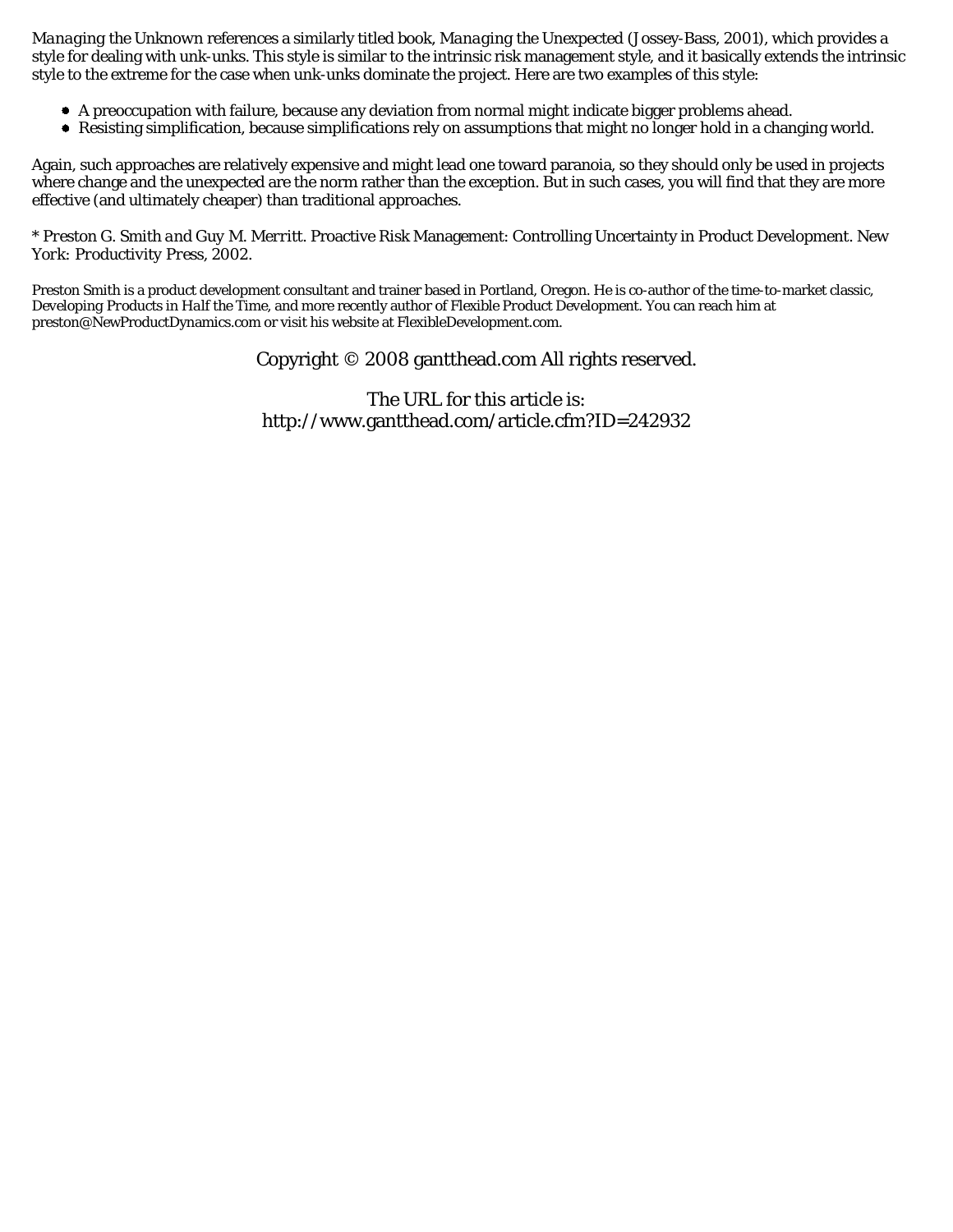*Managing the Unknown* references a similarly titled book, *Managing the Unexpected* (Jossey-Bass, 2001), which provides a style for dealing with unk-unks. This style is similar to the intrinsic risk management style, and it basically extends the intrinsic style to the extreme for the case when unk-unks dominate the project. Here are two examples of this style:

- A preoccupation with failure, because any deviation from normal might indicate bigger problems ahead.
- Resisting simplification, because simplifications rely on assumptions that might no longer hold in a changing world.

Again, such approaches are relatively expensive and might lead one toward paranoia, so they should only be used in projects where change and the unexpected are the norm rather than the exception. But in such cases, you will find that they are more effective (and ultimately cheaper) than traditional approaches.

* Preston G. Smith and Guy M. Merritt. *Proactive Risk Management: Controlling Uncertainty in Product Development.* New York: Productivity Press, 2002.

Preston Smith is a product development consultant and trainer based in Portland, Oregon. He is co-author of the time-to-market classic, *Developing Products in Half the Time*, and more recently author of *Flexible Product Development*. You can reach him at preston@NewProductDynamics.com or visit his website at FlexibleDevelopment.com.

Copyright © 2008 gantthead.com All rights reserved.

The URL for this article is:
http://www.gantthead.com/article.cfm?ID=242932